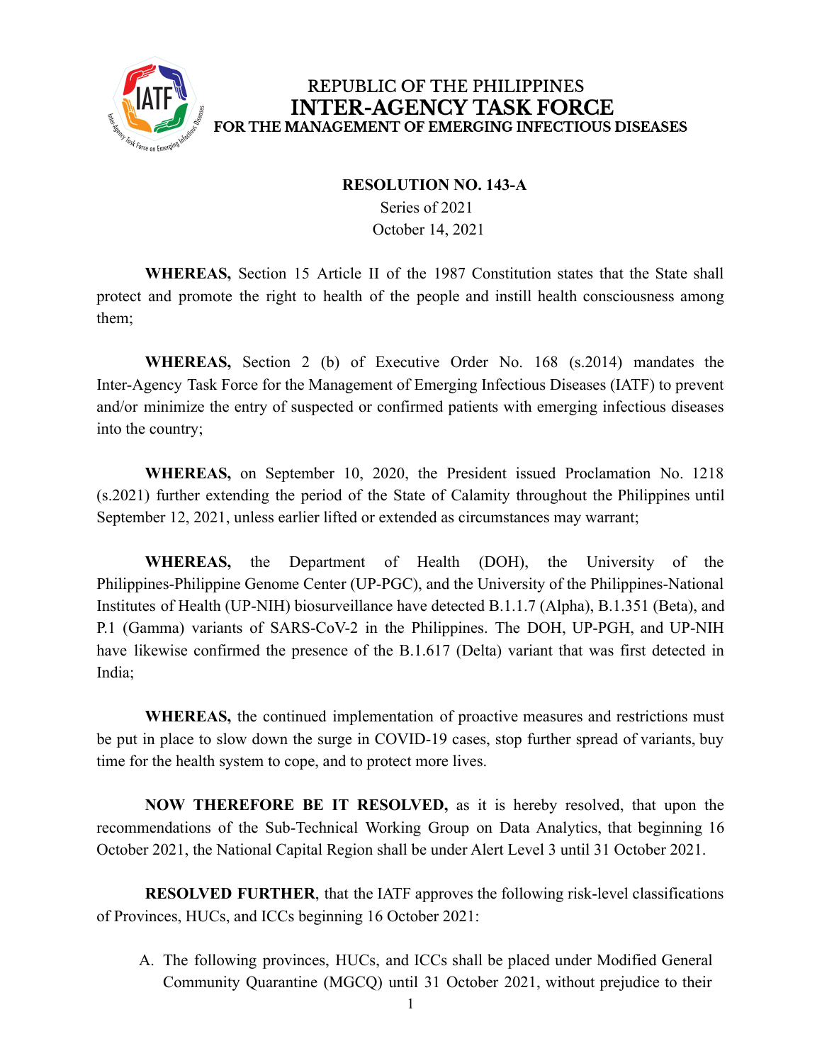REPUBLIC OF THE PHILIPPINES
**INTER-AGENCY TASK FORCE**
**FOR THE MANAGEMENT OF EMERGING INFECTIOUS DISEASES**

**RESOLUTION NO. 143-A**
Series of 2021
October 14, 2021

**WHEREAS,** Section 15 Article II of the 1987 Constitution states that the State shall protect and promote the right to health of the people and instill health consciousness among them;

**WHEREAS,** Section 2 (b) of Executive Order No. 168 (s.2014) mandates the Inter-Agency Task Force for the Management of Emerging Infectious Diseases (IATF) to prevent and/or minimize the entry of suspected or confirmed patients with emerging infectious diseases into the country;

**WHEREAS,** on September 10, 2020, the President issued Proclamation No. 1218 (s.2021) further extending the period of the State of Calamity throughout the Philippines until September 12, 2021, unless earlier lifted or extended as circumstances may warrant;

**WHEREAS,** the Department of Health (DOH), the University of the Philippines-Philippine Genome Center (UP-PGC), and the University of the Philippines-National Institutes of Health (UP-NIH) biosurveillance have detected B.1.1.7 (Alpha), B.1.351 (Beta), and P.1 (Gamma) variants of SARS-CoV-2 in the Philippines. The DOH, UP-PGH, and UP-NIH have likewise confirmed the presence of the B.1.617 (Delta) variant that was first detected in India;

**WHEREAS,** the continued implementation of proactive measures and restrictions must be put in place to slow down the surge in COVID-19 cases, stop further spread of variants, buy time for the health system to cope, and to protect more lives.

**NOW THEREFORE BE IT RESOLVED,** as it is hereby resolved, that upon the recommendations of the Sub-Technical Working Group on Data Analytics, that beginning 16 October 2021, the National Capital Region shall be under Alert Level 3 until 31 October 2021.

**RESOLVED FURTHER**, that the IATF approves the following risk-level classifications of Provinces, HUCs, and ICCs beginning 16 October 2021:

A. The following provinces, HUCs, and ICCs shall be placed under Modified General Community Quarantine (MGCQ) until 31 October 2021, without prejudice to their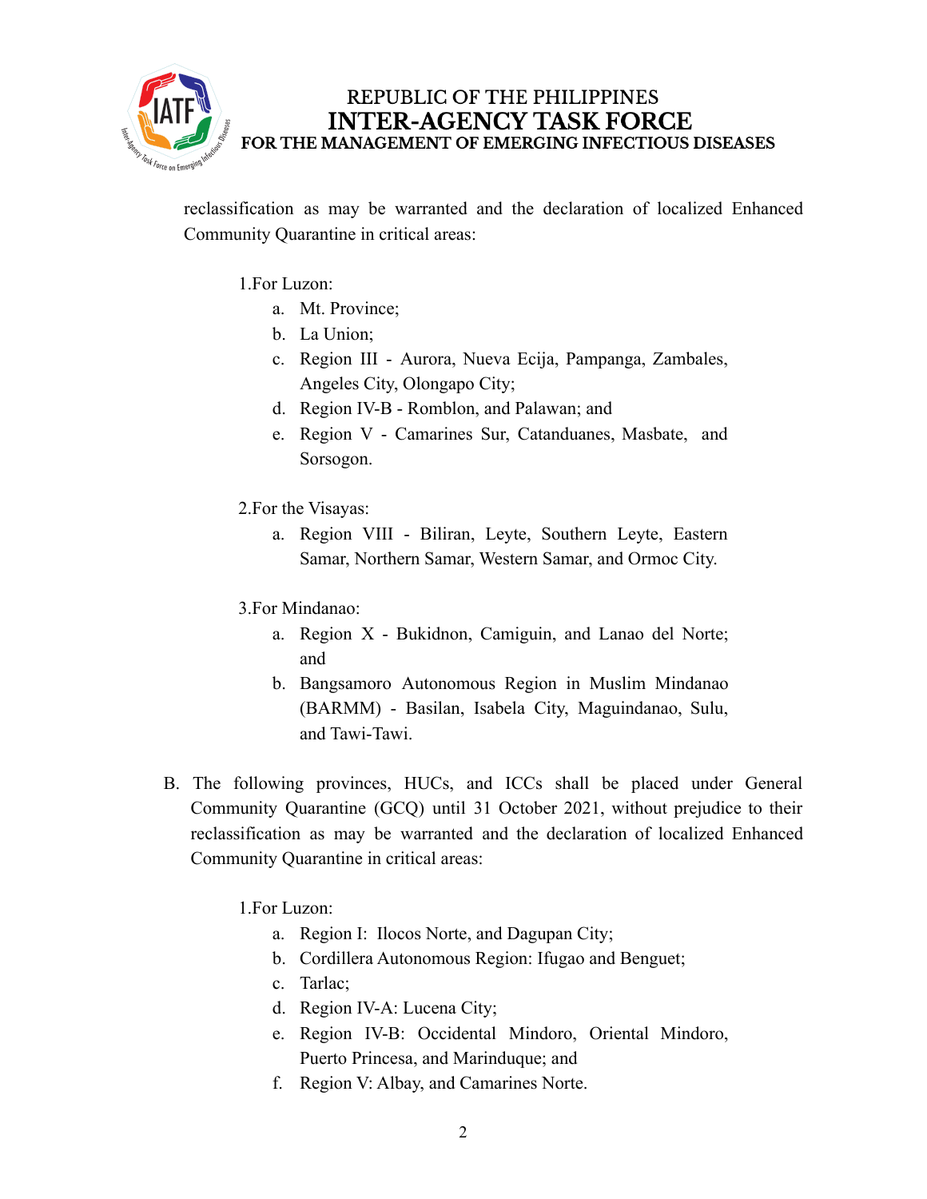reclassification as may be warranted and the declaration of localized Enhanced Community Quarantine in critical areas:

1. For Luzon:
    a. Mt. Province;
    b. La Union;
    c. Region III - Aurora, Nueva Ecija, Pampanga, Zambales, Angeles City, Olongapo City;
    d. Region IV-B - Romblon, and Palawan; and
    e. Region V - Camarines Sur, Catanduanes, Masbate, and Sorsogon.

2. For the Visayas:
    a. Region VIII - Biliran, Leyte, Southern Leyte, Eastern Samar, Northern Samar, Western Samar, and Ormoc City.

3. For Mindanao:
    a. Region X - Bukidnon, Camiguin, and Lanao del Norte; and
    b. Bangsamoro Autonomous Region in Muslim Mindanao (BARMM) - Basilan, Isabela City, Maguindanao, Sulu, and Tawi-Tawi.

B. The following provinces, HUCs, and ICCs shall be placed under General Community Quarantine (GCQ) until 31 October 2021, without prejudice to their reclassification as may be warranted and the declaration of localized Enhanced Community Quarantine in critical areas:

1. For Luzon:
    a. Region I: Ilocos Norte, and Dagupan City;
    b. Cordillera Autonomous Region: Ifugao and Benguet;
    c. Tarlac;
    d. Region IV-A: Lucena City;
    e. Region IV-B: Occidental Mindoro, Oriental Mindoro, Puerto Princesa, and Marinduque; and
    f. Region V: Albay, and Camarines Norte.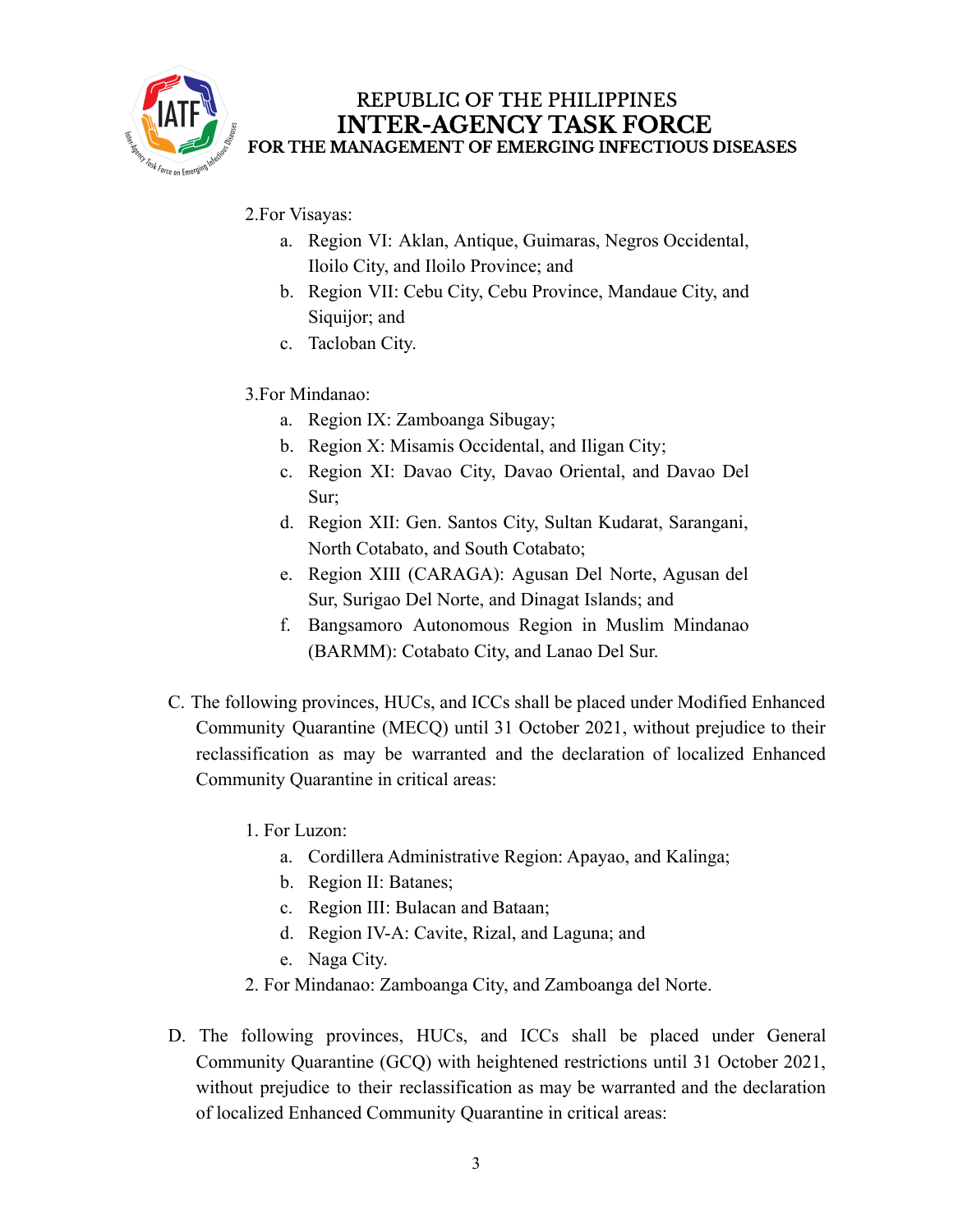2. For Visayas:

   a. Region VI: Aklan, Antique, Guimaras, Negros Occidental, Iloilo City, and Iloilo Province; and
   b. Region VII: Cebu City, Cebu Province, Mandaue City, and Siquijor; and
   c. Tacloban City.

3. For Mindanao:

   a. Region IX: Zamboanga Sibugay;
   b. Region X: Misamis Occidental, and Iligan City;
   c. Region XI: Davao City, Davao Oriental, and Davao Del Sur;
   d. Region XII: Gen. Santos City, Sultan Kudarat, Sarangani, North Cotabato, and South Cotabato;
   e. Region XIII (CARAGA): Agusan Del Norte, Agusan del Sur, Surigao Del Norte, and Dinagat Islands; and
   f. Bangsamoro Autonomous Region in Muslim Mindanao (BARMM): Cotabato City, and Lanao Del Sur.

C. The following provinces, HUCs, and ICCs shall be placed under Modified Enhanced Community Quarantine (MECQ) until 31 October 2021, without prejudice to their reclassification as may be warranted and the declaration of localized Enhanced Community Quarantine in critical areas:

1. For Luzon:

   a. Cordillera Administrative Region: Apayao, and Kalinga;
   b. Region II: Batanes;
   c. Region III: Bulacan and Bataan;
   d. Region IV-A: Cavite, Rizal, and Laguna; and
   e. Naga City.

2. For Mindanao: Zamboanga City, and Zamboanga del Norte.

D. The following provinces, HUCs, and ICCs shall be placed under General Community Quarantine (GCQ) with heightened restrictions until 31 October 2021, without prejudice to their reclassification as may be warranted and the declaration of localized Enhanced Community Quarantine in critical areas: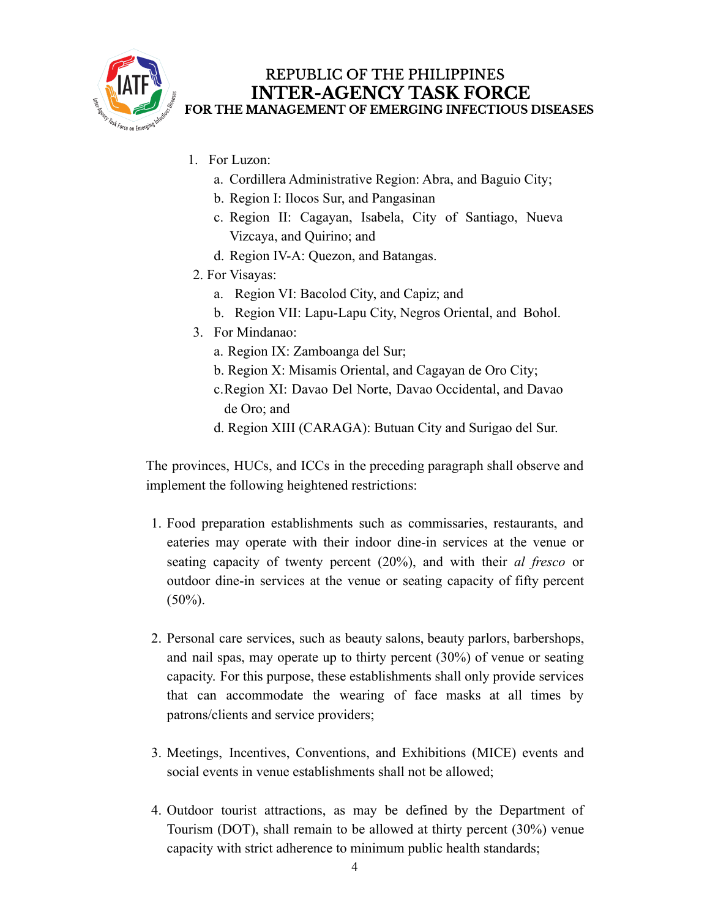1. For Luzon:
    a. Cordillera Administrative Region: Abra, and Baguio City;
    b. Region I: Ilocos Sur, and Pangasinan
    c. Region II: Cagayan, Isabela, City of Santiago, Nueva Vizcaya, and Quirino; and
    d. Region IV-A: Quezon, and Batangas.
2. For Visayas:
    a. Region VI: Bacolod City, and Capiz; and
    b. Region VII: Lapu-Lapu City, Negros Oriental, and Bohol.
3. For Mindanao:
    a. Region IX: Zamboanga del Sur;
    b. Region X: Misamis Oriental, and Cagayan de Oro City;
    c. Region XI: Davao Del Norte, Davao Occidental, and Davao de Oro; and
    d. Region XIII (CARAGA): Butuan City and Surigao del Sur.

The provinces, HUCs, and ICCs in the preceding paragraph shall observe and implement the following heightened restrictions:

1. Food preparation establishments such as commissaries, restaurants, and eateries may operate with their indoor dine-in services at the venue or seating capacity of twenty percent (20%), and with their *al fresco* or outdoor dine-in services at the venue or seating capacity of fifty percent (50%).

2. Personal care services, such as beauty salons, beauty parlors, barbershops, and nail spas, may operate up to thirty percent (30%) of venue or seating capacity. For this purpose, these establishments shall only provide services that can accommodate the wearing of face masks at all times by patrons/clients and service providers;

3. Meetings, Incentives, Conventions, and Exhibitions (MICE) events and social events in venue establishments shall not be allowed;

4. Outdoor tourist attractions, as may be defined by the Department of Tourism (DOT), shall remain to be allowed at thirty percent (30%) venue capacity with strict adherence to minimum public health standards;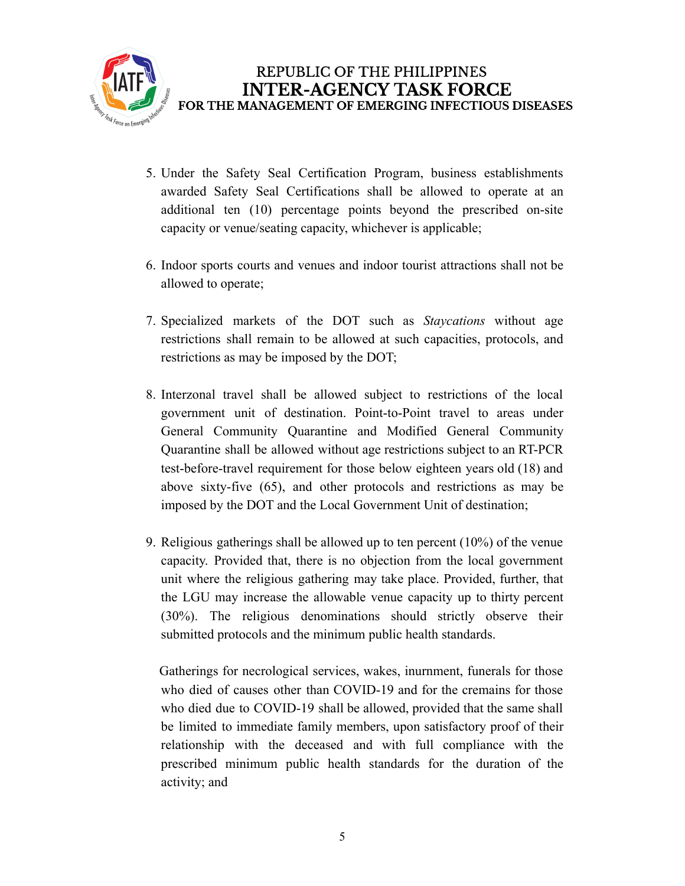5. Under the Safety Seal Certification Program, business establishments awarded Safety Seal Certifications shall be allowed to operate at an additional ten (10) percentage points beyond the prescribed on-site capacity or venue/seating capacity, whichever is applicable;

6. Indoor sports courts and venues and indoor tourist attractions shall not be allowed to operate;

7. Specialized markets of the DOT such as *Staycations* without age restrictions shall remain to be allowed at such capacities, protocols, and restrictions as may be imposed by the DOT;

8. Interzonal travel shall be allowed subject to restrictions of the local government unit of destination. Point-to-Point travel to areas under General Community Quarantine and Modified General Community Quarantine shall be allowed without age restrictions subject to an RT-PCR test-before-travel requirement for those below eighteen years old (18) and above sixty-five (65), and other protocols and restrictions as may be imposed by the DOT and the Local Government Unit of destination;

9. Religious gatherings shall be allowed up to ten percent (10%) of the venue capacity. Provided that, there is no objection from the local government unit where the religious gathering may take place. Provided, further, that the LGU may increase the allowable venue capacity up to thirty percent (30%). The religious denominations should strictly observe their submitted protocols and the minimum public health standards.

   Gatherings for necrological services, wakes, inurnment, funerals for those who died of causes other than COVID-19 and for the cremains for those who died due to COVID-19 shall be allowed, provided that the same shall be limited to immediate family members, upon satisfactory proof of their relationship with the deceased and with full compliance with the prescribed minimum public health standards for the duration of the activity; and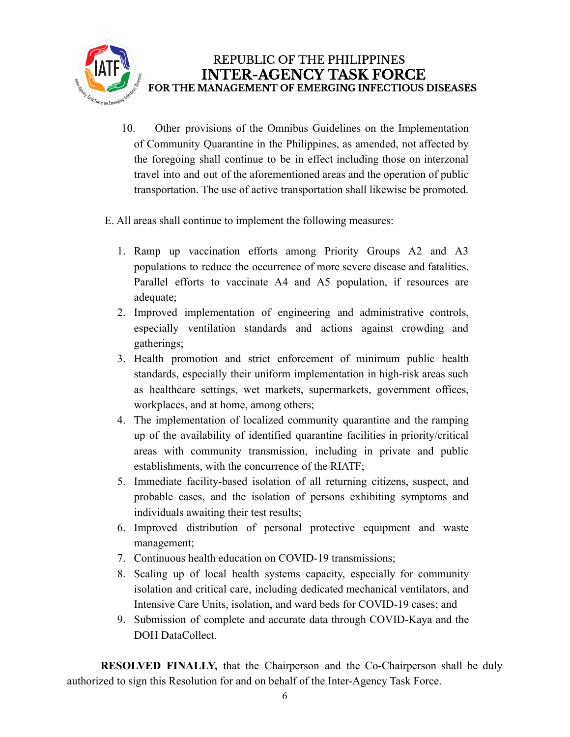10. Other provisions of the Omnibus Guidelines on the Implementation of Community Quarantine in the Philippines, as amended, not affected by the foregoing shall continue to be in effect including those on interzonal travel into and out of the aforementioned areas and the operation of public transportation. The use of active transportation shall likewise be promoted.

E. All areas shall continue to implement the following measures:

1. Ramp up vaccination efforts among Priority Groups A2 and A3 populations to reduce the occurrence of more severe disease and fatalities. Parallel efforts to vaccinate A4 and A5 population, if resources are adequate;
2. Improved implementation of engineering and administrative controls, especially ventilation standards and actions against crowding and gatherings;
3. Health promotion and strict enforcement of minimum public health standards, especially their uniform implementation in high-risk areas such as healthcare settings, wet markets, supermarkets, government offices, workplaces, and at home, among others;
4. The implementation of localized community quarantine and the ramping up of the availability of identified quarantine facilities in priority/critical areas with community transmission, including in private and public establishments, with the concurrence of the RIATF;
5. Immediate facility-based isolation of all returning citizens, suspect, and probable cases, and the isolation of persons exhibiting symptoms and individuals awaiting their test results;
6. Improved distribution of personal protective equipment and waste management;
7. Continuous health education on COVID-19 transmissions;
8. Scaling up of local health systems capacity, especially for community isolation and critical care, including dedicated mechanical ventilators, and Intensive Care Units, isolation, and ward beds for COVID-19 cases; and
9. Submission of complete and accurate data through COVID-Kaya and the DOH DataCollect.

**RESOLVED FINALLY,** that the Chairperson and the Co-Chairperson shall be duly authorized to sign this Resolution for and on behalf of the Inter-Agency Task Force.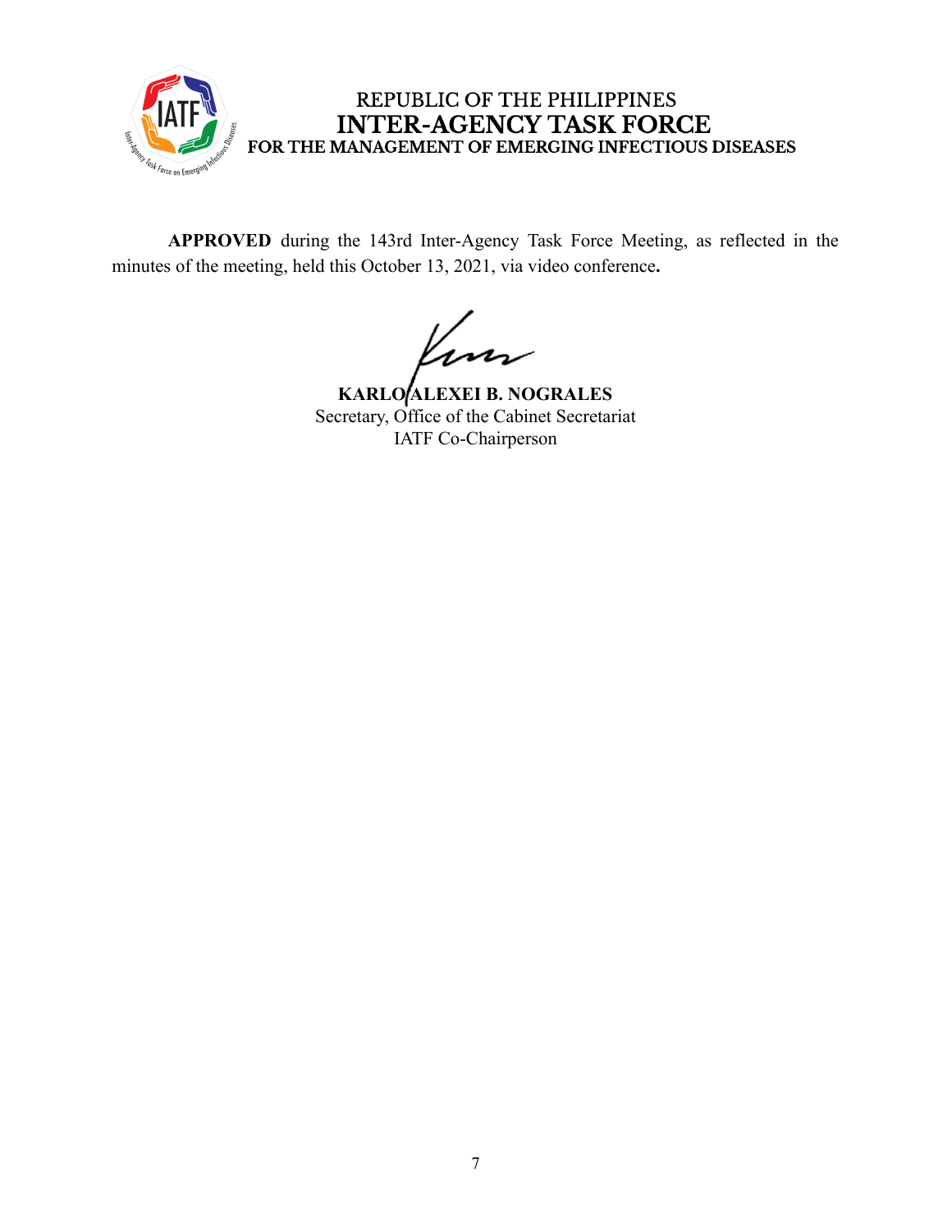REPUBLIC OF THE PHILIPPINES
**INTER-AGENCY TASK FORCE**
**FOR THE MANAGEMENT OF EMERGING INFECTIOUS DISEASES**

**APPROVED** during the 143rd Inter-Agency Task Force Meeting, as reflected in the minutes of the meeting, held this October 13, 2021, via video conference**.**

**KARLO ALEXEI B. NOGRALES**
Secretary, Office of the Cabinet Secretariat
IATF Co-Chairperson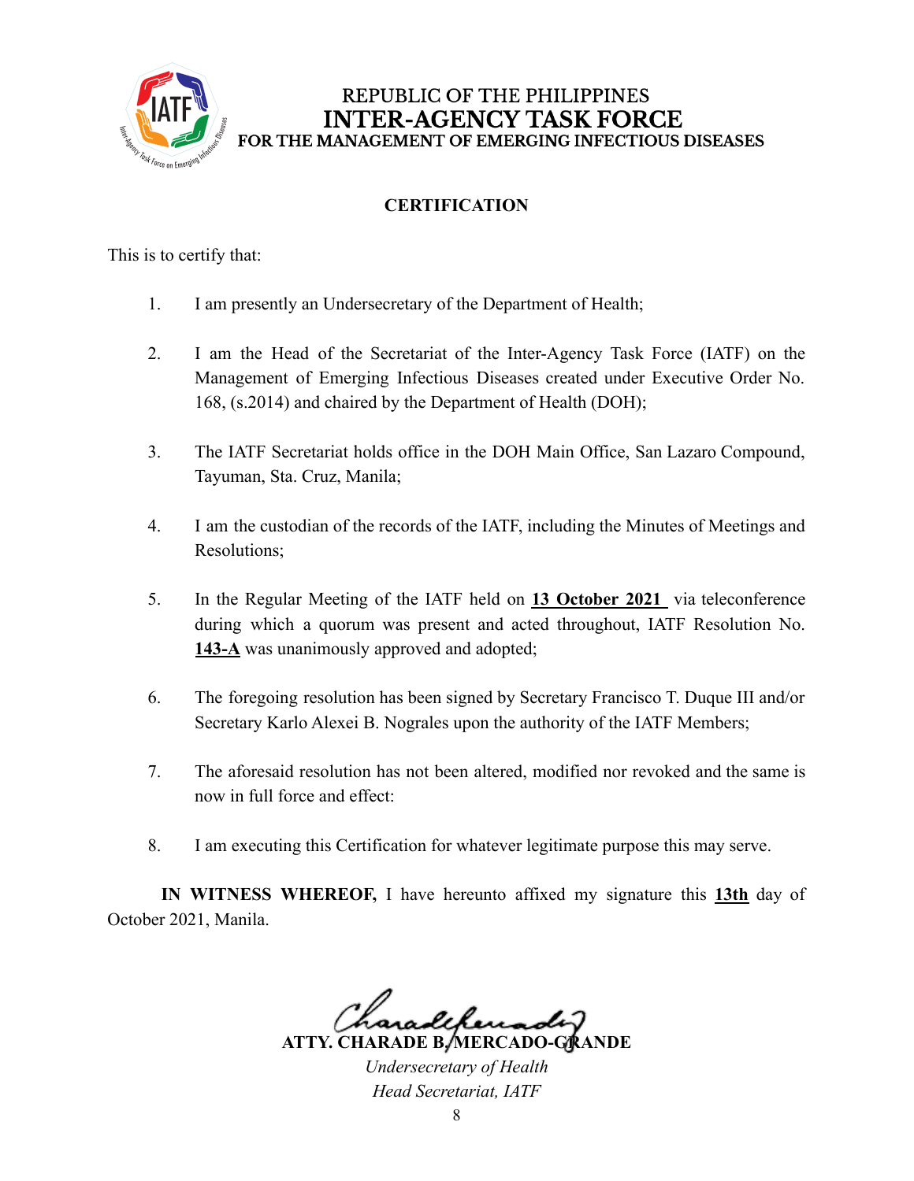REPUBLIC OF THE PHILIPPINES
**INTER-AGENCY TASK FORCE**
**FOR THE MANAGEMENT OF EMERGING INFECTIOUS DISEASES**

**CERTIFICATION**

This is to certify that:

1. I am presently an Undersecretary of the Department of Health;

2. I am the Head of the Secretariat of the Inter-Agency Task Force (IATF) on the Management of Emerging Infectious Diseases created under Executive Order No. 168, (s.2014) and chaired by the Department of Health (DOH);

3. The IATF Secretariat holds office in the DOH Main Office, San Lazaro Compound, Tayuman, Sta. Cruz, Manila;

4. I am the custodian of the records of the IATF, including the Minutes of Meetings and Resolutions;

5. In the Regular Meeting of the IATF held on **13 October 2021** via teleconference during which a quorum was present and acted throughout, IATF Resolution No. **143-A** was unanimously approved and adopted;

6. The foregoing resolution has been signed by Secretary Francisco T. Duque III and/or Secretary Karlo Alexei B. Nograles upon the authority of the IATF Members;

7. The aforesaid resolution has not been altered, modified nor revoked and the same is now in full force and effect:

8. I am executing this Certification for whatever legitimate purpose this may serve.

**IN WITNESS WHEREOF,** I have hereunto affixed my signature this **13th** day of October 2021, Manila.

**ATTY. CHARADE B. MERCADO-GRANDE**
*Undersecretary of Health*
*Head Secretariat, IATF*